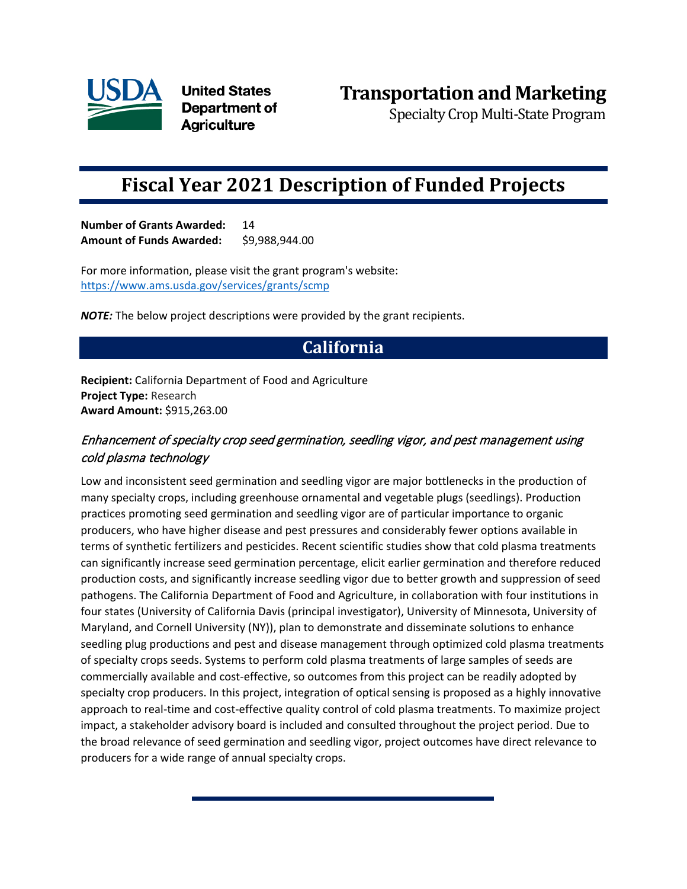**United States Department of Agriculture**

# Transportation and Marketing

Specialty Crop Multi-State Program

# Fiscal Year 2021 Description of Funded Projects

**Number of Grants Awarded:** 14
**Amount of Funds Awarded:** $9,988,944.00

For more information, please visit the grant program's website:
https://www.ams.usda.gov/services/grants/scmp

***NOTE:*** The below project descriptions were provided by the grant recipients.

## California

**Recipient:** California Department of Food and Agriculture
**Project Type:** Research
**Award Amount:** $915,263.00

### *Enhancement of specialty crop seed germination, seedling vigor, and pest management using cold plasma technology*

Low and inconsistent seed germination and seedling vigor are major bottlenecks in the production of many specialty crops, including greenhouse ornamental and vegetable plugs (seedlings). Production practices promoting seed germination and seedling vigor are of particular importance to organic producers, who have higher disease and pest pressures and considerably fewer options available in terms of synthetic fertilizers and pesticides. Recent scientific studies show that cold plasma treatments can significantly increase seed germination percentage, elicit earlier germination and therefore reduced production costs, and significantly increase seedling vigor due to better growth and suppression of seed pathogens. The California Department of Food and Agriculture, in collaboration with four institutions in four states (University of California Davis (principal investigator), University of Minnesota, University of Maryland, and Cornell University (NY)), plan to demonstrate and disseminate solutions to enhance seedling plug productions and pest and disease management through optimized cold plasma treatments of specialty crops seeds. Systems to perform cold plasma treatments of large samples of seeds are commercially available and cost-effective, so outcomes from this project can be readily adopted by specialty crop producers. In this project, integration of optical sensing is proposed as a highly innovative approach to real-time and cost-effective quality control of cold plasma treatments. To maximize project impact, a stakeholder advisory board is included and consulted throughout the project period. Due to the broad relevance of seed germination and seedling vigor, project outcomes have direct relevance to producers for a wide range of annual specialty crops.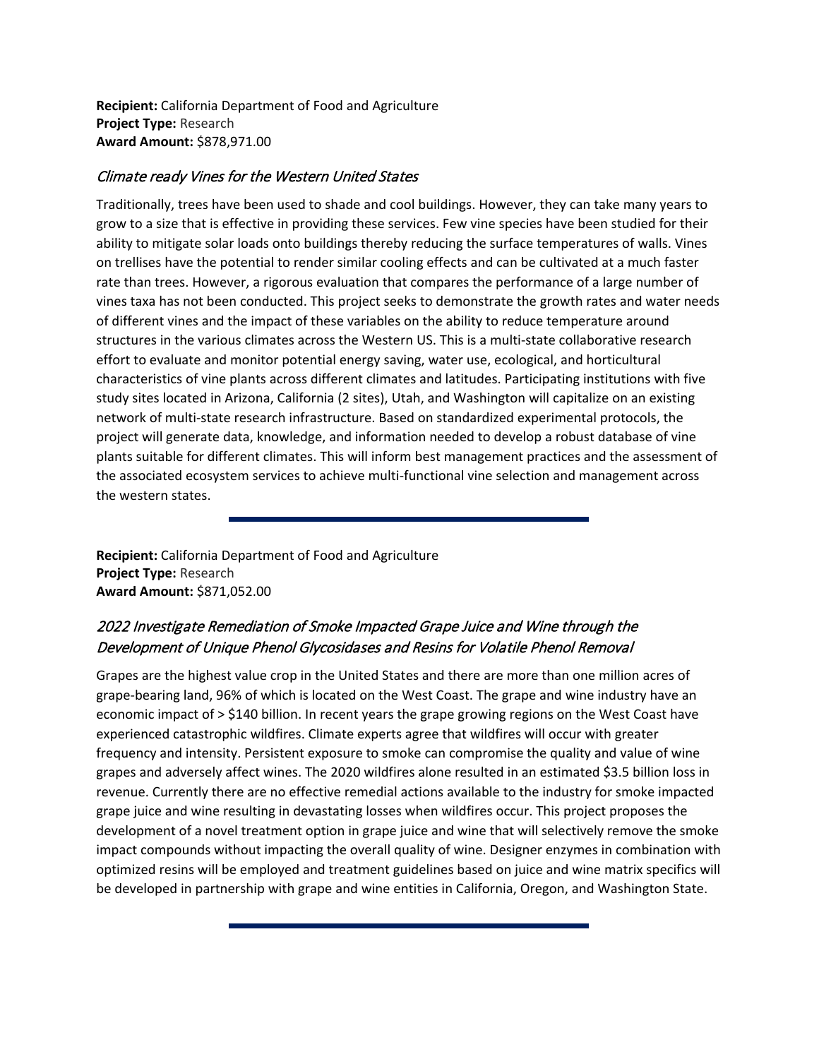**Recipient:** California Department of Food and Agriculture
**Project Type:** Research
**Award Amount:** $878,971.00

### *Climate ready Vines for the Western United States*

Traditionally, trees have been used to shade and cool buildings. However, they can take many years to grow to a size that is effective in providing these services. Few vine species have been studied for their ability to mitigate solar loads onto buildings thereby reducing the surface temperatures of walls. Vines on trellises have the potential to render similar cooling effects and can be cultivated at a much faster rate than trees. However, a rigorous evaluation that compares the performance of a large number of vines taxa has not been conducted. This project seeks to demonstrate the growth rates and water needs of different vines and the impact of these variables on the ability to reduce temperature around structures in the various climates across the Western US. This is a multi-state collaborative research effort to evaluate and monitor potential energy saving, water use, ecological, and horticultural characteristics of vine plants across different climates and latitudes. Participating institutions with five study sites located in Arizona, California (2 sites), Utah, and Washington will capitalize on an existing network of multi-state research infrastructure. Based on standardized experimental protocols, the project will generate data, knowledge, and information needed to develop a robust database of vine plants suitable for different climates. This will inform best management practices and the assessment of the associated ecosystem services to achieve multi-functional vine selection and management across the western states.

---

**Recipient:** California Department of Food and Agriculture
**Project Type:** Research
**Award Amount:** $871,052.00

### *2022 Investigate Remediation of Smoke Impacted Grape Juice and Wine through the Development of Unique Phenol Glycosidases and Resins for Volatile Phenol Removal*

Grapes are the highest value crop in the United States and there are more than one million acres of grape-bearing land, 96% of which is located on the West Coast. The grape and wine industry have an economic impact of > $140 billion. In recent years the grape growing regions on the West Coast have experienced catastrophic wildfires. Climate experts agree that wildfires will occur with greater frequency and intensity. Persistent exposure to smoke can compromise the quality and value of wine grapes and adversely affect wines. The 2020 wildfires alone resulted in an estimated $3.5 billion loss in revenue. Currently there are no effective remedial actions available to the industry for smoke impacted grape juice and wine resulting in devastating losses when wildfires occur. This project proposes the development of a novel treatment option in grape juice and wine that will selectively remove the smoke impact compounds without impacting the overall quality of wine. Designer enzymes in combination with optimized resins will be employed and treatment guidelines based on juice and wine matrix specifics will be developed in partnership with grape and wine entities in California, Oregon, and Washington State.

---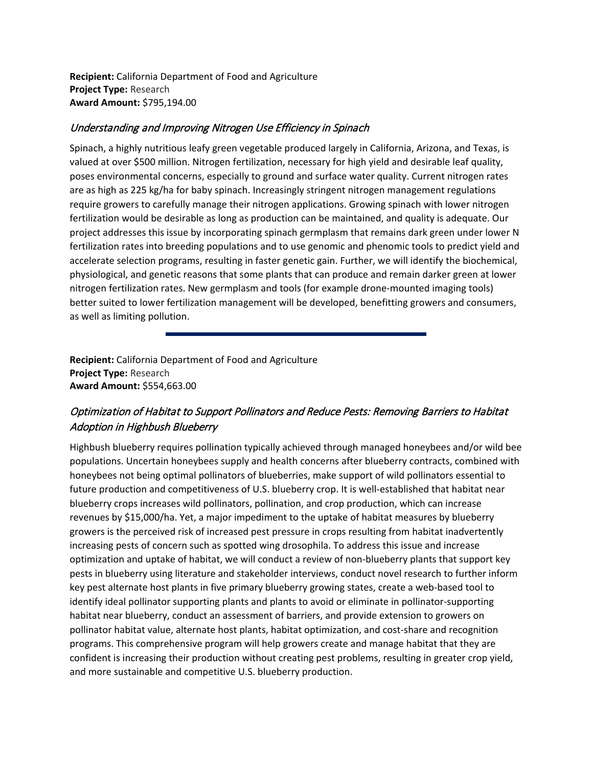**Recipient:** California Department of Food and Agriculture
**Project Type:** Research
**Award Amount:** $795,194.00

### *Understanding and Improving Nitrogen Use Efficiency in Spinach*

Spinach, a highly nutritious leafy green vegetable produced largely in California, Arizona, and Texas, is valued at over $500 million. Nitrogen fertilization, necessary for high yield and desirable leaf quality, poses environmental concerns, especially to ground and surface water quality. Current nitrogen rates are as high as 225 kg/ha for baby spinach. Increasingly stringent nitrogen management regulations require growers to carefully manage their nitrogen applications. Growing spinach with lower nitrogen fertilization would be desirable as long as production can be maintained, and quality is adequate. Our project addresses this issue by incorporating spinach germplasm that remains dark green under lower N fertilization rates into breeding populations and to use genomic and phenomic tools to predict yield and accelerate selection programs, resulting in faster genetic gain. Further, we will identify the biochemical, physiological, and genetic reasons that some plants that can produce and remain darker green at lower nitrogen fertilization rates. New germplasm and tools (for example drone-mounted imaging tools) better suited to lower fertilization management will be developed, benefitting growers and consumers, as well as limiting pollution.

---

**Recipient:** California Department of Food and Agriculture
**Project Type:** Research
**Award Amount:** $554,663.00

### *Optimization of Habitat to Support Pollinators and Reduce Pests: Removing Barriers to Habitat Adoption in Highbush Blueberry*

Highbush blueberry requires pollination typically achieved through managed honeybees and/or wild bee populations. Uncertain honeybees supply and health concerns after blueberry contracts, combined with honeybees not being optimal pollinators of blueberries, make support of wild pollinators essential to future production and competitiveness of U.S. blueberry crop. It is well-established that habitat near blueberry crops increases wild pollinators, pollination, and crop production, which can increase revenues by $15,000/ha. Yet, a major impediment to the uptake of habitat measures by blueberry growers is the perceived risk of increased pest pressure in crops resulting from habitat inadvertently increasing pests of concern such as spotted wing drosophila. To address this issue and increase optimization and uptake of habitat, we will conduct a review of non-blueberry plants that support key pests in blueberry using literature and stakeholder interviews, conduct novel research to further inform key pest alternate host plants in five primary blueberry growing states, create a web-based tool to identify ideal pollinator supporting plants and plants to avoid or eliminate in pollinator-supporting habitat near blueberry, conduct an assessment of barriers, and provide extension to growers on pollinator habitat value, alternate host plants, habitat optimization, and cost-share and recognition programs. This comprehensive program will help growers create and manage habitat that they are confident is increasing their production without creating pest problems, resulting in greater crop yield, and more sustainable and competitive U.S. blueberry production.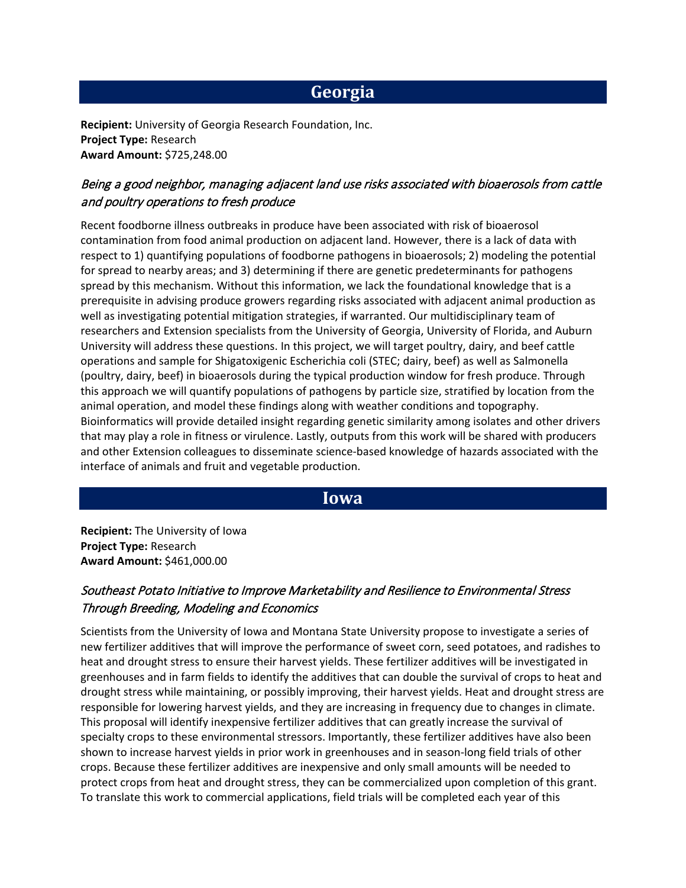## Georgia

**Recipient:** University of Georgia Research Foundation, Inc.
**Project Type:** Research
**Award Amount:** $725,248.00

### *Being a good neighbor, managing adjacent land use risks associated with bioaerosols from cattle and poultry operations to fresh produce*

Recent foodborne illness outbreaks in produce have been associated with risk of bioaerosol contamination from food animal production on adjacent land. However, there is a lack of data with respect to 1) quantifying populations of foodborne pathogens in bioaerosols; 2) modeling the potential for spread to nearby areas; and 3) determining if there are genetic predeterminants for pathogens spread by this mechanism. Without this information, we lack the foundational knowledge that is a prerequisite in advising produce growers regarding risks associated with adjacent animal production as well as investigating potential mitigation strategies, if warranted. Our multidisciplinary team of researchers and Extension specialists from the University of Georgia, University of Florida, and Auburn University will address these questions. In this project, we will target poultry, dairy, and beef cattle operations and sample for Shigatoxigenic Escherichia coli (STEC; dairy, beef) as well as Salmonella (poultry, dairy, beef) in bioaerosols during the typical production window for fresh produce. Through this approach we will quantify populations of pathogens by particle size, stratified by location from the animal operation, and model these findings along with weather conditions and topography. Bioinformatics will provide detailed insight regarding genetic similarity among isolates and other drivers that may play a role in fitness or virulence. Lastly, outputs from this work will be shared with producers and other Extension colleagues to disseminate science-based knowledge of hazards associated with the interface of animals and fruit and vegetable production.

## Iowa

**Recipient:** The University of Iowa
**Project Type:** Research
**Award Amount:** $461,000.00

### *Southeast Potato Initiative to Improve Marketability and Resilience to Environmental Stress Through Breeding, Modeling and Economics*

Scientists from the University of Iowa and Montana State University propose to investigate a series of new fertilizer additives that will improve the performance of sweet corn, seed potatoes, and radishes to heat and drought stress to ensure their harvest yields. These fertilizer additives will be investigated in greenhouses and in farm fields to identify the additives that can double the survival of crops to heat and drought stress while maintaining, or possibly improving, their harvest yields. Heat and drought stress are responsible for lowering harvest yields, and they are increasing in frequency due to changes in climate. This proposal will identify inexpensive fertilizer additives that can greatly increase the survival of specialty crops to these environmental stressors. Importantly, these fertilizer additives have also been shown to increase harvest yields in prior work in greenhouses and in season-long field trials of other crops. Because these fertilizer additives are inexpensive and only small amounts will be needed to protect crops from heat and drought stress, they can be commercialized upon completion of this grant. To translate this work to commercial applications, field trials will be completed each year of this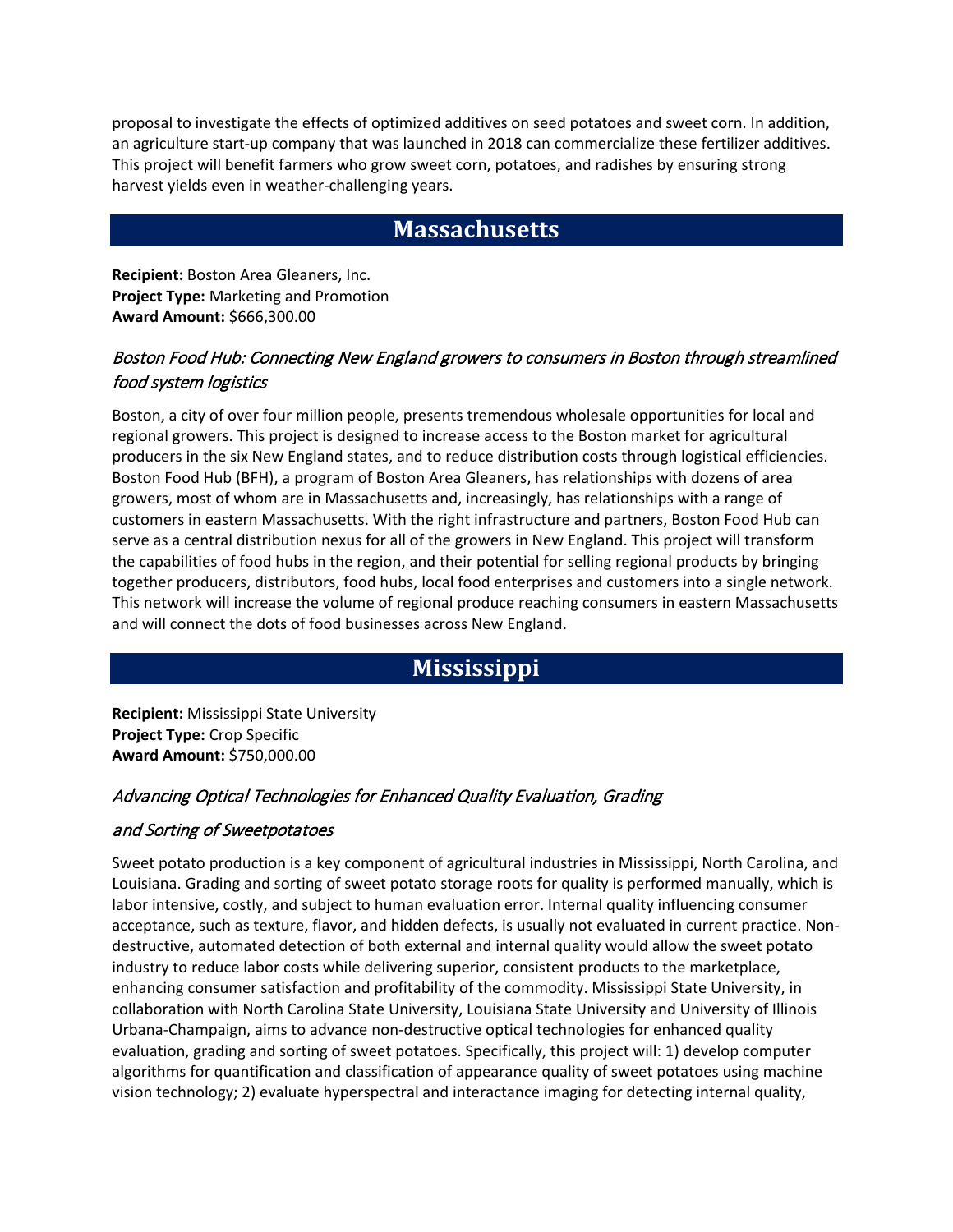proposal to investigate the effects of optimized additives on seed potatoes and sweet corn. In addition, an agriculture start-up company that was launched in 2018 can commercialize these fertilizer additives. This project will benefit farmers who grow sweet corn, potatoes, and radishes by ensuring strong harvest yields even in weather-challenging years.

## Massachusetts

**Recipient:** Boston Area Gleaners, Inc.
**Project Type:** Marketing and Promotion
**Award Amount:** $666,300.00

### *Boston Food Hub: Connecting New England growers to consumers in Boston through streamlined food system logistics*

Boston, a city of over four million people, presents tremendous wholesale opportunities for local and regional growers. This project is designed to increase access to the Boston market for agricultural producers in the six New England states, and to reduce distribution costs through logistical efficiencies. Boston Food Hub (BFH), a program of Boston Area Gleaners, has relationships with dozens of area growers, most of whom are in Massachusetts and, increasingly, has relationships with a range of customers in eastern Massachusetts. With the right infrastructure and partners, Boston Food Hub can serve as a central distribution nexus for all of the growers in New England. This project will transform the capabilities of food hubs in the region, and their potential for selling regional products by bringing together producers, distributors, food hubs, local food enterprises and customers into a single network. This network will increase the volume of regional produce reaching consumers in eastern Massachusetts and will connect the dots of food businesses across New England.

## Mississippi

**Recipient:** Mississippi State University
**Project Type:** Crop Specific
**Award Amount:** $750,000.00

### *Advancing Optical Technologies for Enhanced Quality Evaluation, Grading and Sorting of Sweetpotatoes*

Sweet potato production is a key component of agricultural industries in Mississippi, North Carolina, and Louisiana. Grading and sorting of sweet potato storage roots for quality is performed manually, which is labor intensive, costly, and subject to human evaluation error. Internal quality influencing consumer acceptance, such as texture, flavor, and hidden defects, is usually not evaluated in current practice. Non-destructive, automated detection of both external and internal quality would allow the sweet potato industry to reduce labor costs while delivering superior, consistent products to the marketplace, enhancing consumer satisfaction and profitability of the commodity. Mississippi State University, in collaboration with North Carolina State University, Louisiana State University and University of Illinois Urbana-Champaign, aims to advance non-destructive optical technologies for enhanced quality evaluation, grading and sorting of sweet potatoes. Specifically, this project will: 1) develop computer algorithms for quantification and classification of appearance quality of sweet potatoes using machine vision technology; 2) evaluate hyperspectral and interactance imaging for detecting internal quality,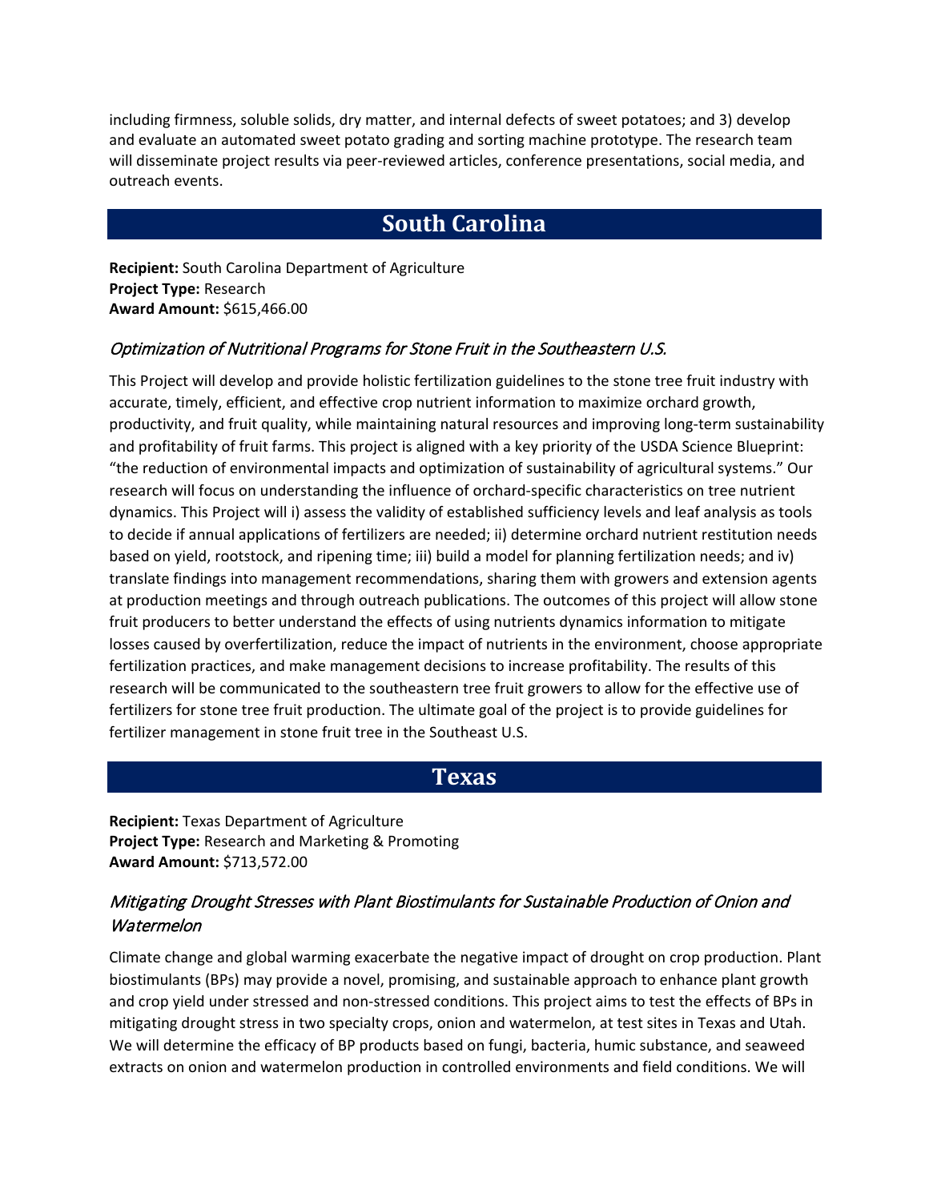including firmness, soluble solids, dry matter, and internal defects of sweet potatoes; and 3) develop and evaluate an automated sweet potato grading and sorting machine prototype. The research team will disseminate project results via peer-reviewed articles, conference presentations, social media, and outreach events.

## South Carolina

**Recipient:** South Carolina Department of Agriculture
**Project Type:** Research
**Award Amount:** $615,466.00

### *Optimization of Nutritional Programs for Stone Fruit in the Southeastern U.S.*

This Project will develop and provide holistic fertilization guidelines to the stone tree fruit industry with accurate, timely, efficient, and effective crop nutrient information to maximize orchard growth, productivity, and fruit quality, while maintaining natural resources and improving long-term sustainability and profitability of fruit farms. This project is aligned with a key priority of the USDA Science Blueprint: "the reduction of environmental impacts and optimization of sustainability of agricultural systems." Our research will focus on understanding the influence of orchard-specific characteristics on tree nutrient dynamics. This Project will i) assess the validity of established sufficiency levels and leaf analysis as tools to decide if annual applications of fertilizers are needed; ii) determine orchard nutrient restitution needs based on yield, rootstock, and ripening time; iii) build a model for planning fertilization needs; and iv) translate findings into management recommendations, sharing them with growers and extension agents at production meetings and through outreach publications. The outcomes of this project will allow stone fruit producers to better understand the effects of using nutrients dynamics information to mitigate losses caused by overfertilization, reduce the impact of nutrients in the environment, choose appropriate fertilization practices, and make management decisions to increase profitability. The results of this research will be communicated to the southeastern tree fruit growers to allow for the effective use of fertilizers for stone tree fruit production. The ultimate goal of the project is to provide guidelines for fertilizer management in stone fruit tree in the Southeast U.S.

## Texas

**Recipient:** Texas Department of Agriculture
**Project Type:** Research and Marketing & Promoting
**Award Amount:** $713,572.00

### *Mitigating Drought Stresses with Plant Biostimulants for Sustainable Production of Onion and Watermelon*

Climate change and global warming exacerbate the negative impact of drought on crop production. Plant biostimulants (BPs) may provide a novel, promising, and sustainable approach to enhance plant growth and crop yield under stressed and non-stressed conditions. This project aims to test the effects of BPs in mitigating drought stress in two specialty crops, onion and watermelon, at test sites in Texas and Utah. We will determine the efficacy of BP products based on fungi, bacteria, humic substance, and seaweed extracts on onion and watermelon production in controlled environments and field conditions. We will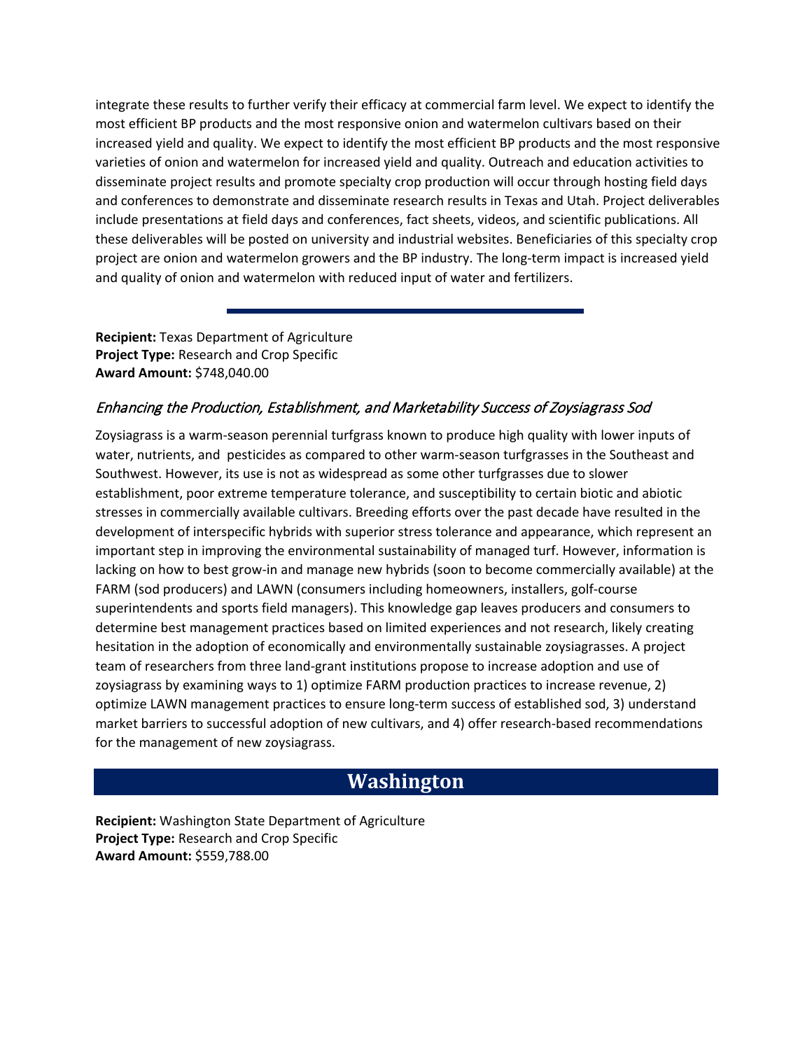integrate these results to further verify their efficacy at commercial farm level. We expect to identify the most efficient BP products and the most responsive onion and watermelon cultivars based on their increased yield and quality. We expect to identify the most efficient BP products and the most responsive varieties of onion and watermelon for increased yield and quality. Outreach and education activities to disseminate project results and promote specialty crop production will occur through hosting field days and conferences to demonstrate and disseminate research results in Texas and Utah. Project deliverables include presentations at field days and conferences, fact sheets, videos, and scientific publications. All these deliverables will be posted on university and industrial websites. Beneficiaries of this specialty crop project are onion and watermelon growers and the BP industry. The long-term impact is increased yield and quality of onion and watermelon with reduced input of water and fertilizers.

---

**Recipient:** Texas Department of Agriculture
**Project Type:** Research and Crop Specific
**Award Amount:** $748,040.00

### *Enhancing the Production, Establishment, and Marketability Success of Zoysiagrass Sod*

Zoysiagrass is a warm-season perennial turfgrass known to produce high quality with lower inputs of water, nutrients, and pesticides as compared to other warm-season turfgrasses in the Southeast and Southwest. However, its use is not as widespread as some other turfgrasses due to slower establishment, poor extreme temperature tolerance, and susceptibility to certain biotic and abiotic stresses in commercially available cultivars. Breeding efforts over the past decade have resulted in the development of interspecific hybrids with superior stress tolerance and appearance, which represent an important step in improving the environmental sustainability of managed turf. However, information is lacking on how to best grow-in and manage new hybrids (soon to become commercially available) at the FARM (sod producers) and LAWN (consumers including homeowners, installers, golf-course superintendents and sports field managers). This knowledge gap leaves producers and consumers to determine best management practices based on limited experiences and not research, likely creating hesitation in the adoption of economically and environmentally sustainable zoysiagrasses. A project team of researchers from three land-grant institutions propose to increase adoption and use of zoysiagrass by examining ways to 1) optimize FARM production practices to increase revenue, 2) optimize LAWN management practices to ensure long-term success of established sod, 3) understand market barriers to successful adoption of new cultivars, and 4) offer research-based recommendations for the management of new zoysiagrass.

## Washington

**Recipient:** Washington State Department of Agriculture
**Project Type:** Research and Crop Specific
**Award Amount:** $559,788.00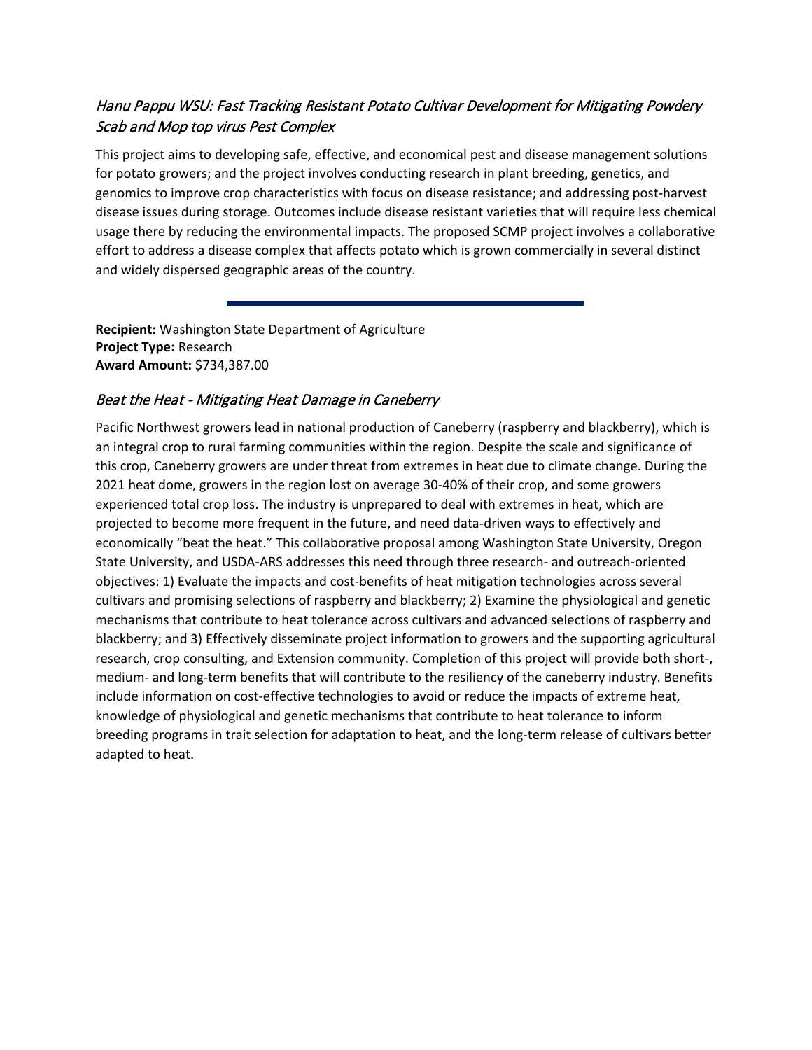## *Hanu Pappu WSU: Fast Tracking Resistant Potato Cultivar Development for Mitigating Powdery Scab and Mop top virus Pest Complex*

This project aims to developing safe, effective, and economical pest and disease management solutions for potato growers; and the project involves conducting research in plant breeding, genetics, and genomics to improve crop characteristics with focus on disease resistance; and addressing post-harvest disease issues during storage. Outcomes include disease resistant varieties that will require less chemical usage there by reducing the environmental impacts. The proposed SCMP project involves a collaborative effort to address a disease complex that affects potato which is grown commercially in several distinct and widely dispersed geographic areas of the country.

---

**Recipient:** Washington State Department of Agriculture
**Project Type:** Research
**Award Amount:** $734,387.00

## *Beat the Heat - Mitigating Heat Damage in Caneberry*

Pacific Northwest growers lead in national production of Caneberry (raspberry and blackberry), which is an integral crop to rural farming communities within the region. Despite the scale and significance of this crop, Caneberry growers are under threat from extremes in heat due to climate change. During the 2021 heat dome, growers in the region lost on average 30-40% of their crop, and some growers experienced total crop loss. The industry is unprepared to deal with extremes in heat, which are projected to become more frequent in the future, and need data-driven ways to effectively and economically "beat the heat." This collaborative proposal among Washington State University, Oregon State University, and USDA-ARS addresses this need through three research- and outreach-oriented objectives: 1) Evaluate the impacts and cost-benefits of heat mitigation technologies across several cultivars and promising selections of raspberry and blackberry; 2) Examine the physiological and genetic mechanisms that contribute to heat tolerance across cultivars and advanced selections of raspberry and blackberry; and 3) Effectively disseminate project information to growers and the supporting agricultural research, crop consulting, and Extension community. Completion of this project will provide both short-, medium- and long-term benefits that will contribute to the resiliency of the caneberry industry. Benefits include information on cost-effective technologies to avoid or reduce the impacts of extreme heat, knowledge of physiological and genetic mechanisms that contribute to heat tolerance to inform breeding programs in trait selection for adaptation to heat, and the long-term release of cultivars better adapted to heat.